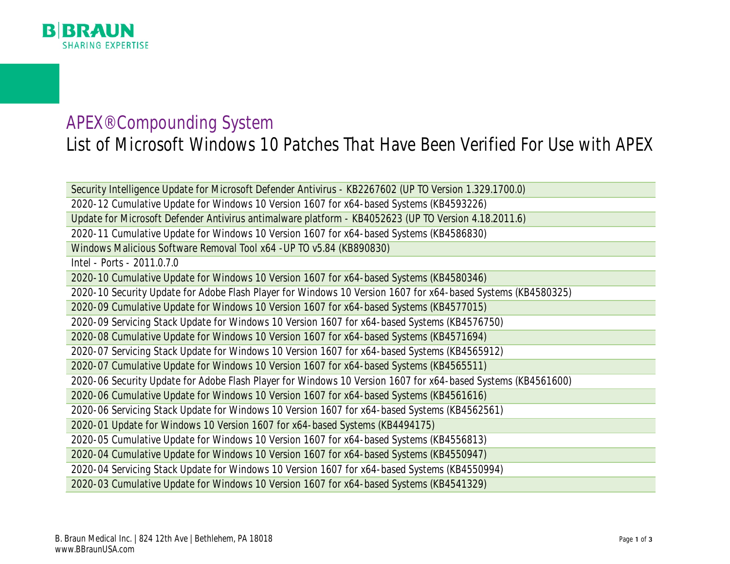B|BRAUN
SHARING EXPERTISE

# APEX® Compounding System

## List of Microsoft Windows 10 Patches That Have Been Verified For Use with APEX

| |
|---|
| Security Intelligence Update for Microsoft Defender Antivirus - KB2267602 (UP TO Version 1.329.1700.0) |
| 2020-12 Cumulative Update for Windows 10 Version 1607 for x64-based Systems (KB4593226) |
| Update for Microsoft Defender Antivirus antimalware platform - KB4052623 (UP TO Version 4.18.2011.6) |
| 2020-11 Cumulative Update for Windows 10 Version 1607 for x64-based Systems (KB4586830) |
| Windows Malicious Software Removal Tool x64 -UP TO v5.84 (KB890830) |
| Intel - Ports - 2011.0.7.0 |
| 2020-10 Cumulative Update for Windows 10 Version 1607 for x64-based Systems (KB4580346) |
| 2020-10 Security Update for Adobe Flash Player for Windows 10 Version 1607 for x64-based Systems (KB4580325) |
| 2020-09 Cumulative Update for Windows 10 Version 1607 for x64-based Systems (KB4577015) |
| 2020-09 Servicing Stack Update for Windows 10 Version 1607 for x64-based Systems (KB4576750) |
| 2020-08 Cumulative Update for Windows 10 Version 1607 for x64-based Systems (KB4571694) |
| 2020-07 Servicing Stack Update for Windows 10 Version 1607 for x64-based Systems (KB4565912) |
| 2020-07 Cumulative Update for Windows 10 Version 1607 for x64-based Systems (KB4565511) |
| 2020-06 Security Update for Adobe Flash Player for Windows 10 Version 1607 for x64-based Systems (KB4561600) |
| 2020-06 Cumulative Update for Windows 10 Version 1607 for x64-based Systems (KB4561616) |
| 2020-06 Servicing Stack Update for Windows 10 Version 1607 for x64-based Systems (KB4562561) |
| 2020-01 Update for Windows 10 Version 1607 for x64-based Systems (KB4494175) |
| 2020-05 Cumulative Update for Windows 10 Version 1607 for x64-based Systems (KB4556813) |
| 2020-04 Cumulative Update for Windows 10 Version 1607 for x64-based Systems (KB4550947) |
| 2020-04 Servicing Stack Update for Windows 10 Version 1607 for x64-based Systems (KB4550994) |
| 2020-03 Cumulative Update for Windows 10 Version 1607 for x64-based Systems (KB4541329) |

B. Braun Medical Inc. | 824 12th Ave | Bethlehem, PA 18018
www.BBraunUSA.com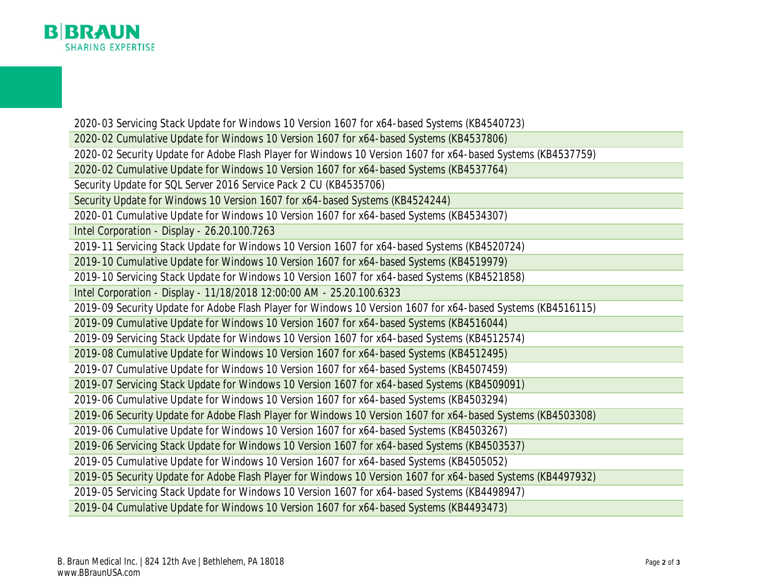| |
|---|
| 2020-03 Servicing Stack Update for Windows 10 Version 1607 for x64-based Systems (KB4540723) |
| 2020-02 Cumulative Update for Windows 10 Version 1607 for x64-based Systems (KB4537806) |
| 2020-02 Security Update for Adobe Flash Player for Windows 10 Version 1607 for x64-based Systems (KB4537759) |
| 2020-02 Cumulative Update for Windows 10 Version 1607 for x64-based Systems (KB4537764) |
| Security Update for SQL Server 2016 Service Pack 2 CU (KB4535706) |
| Security Update for Windows 10 Version 1607 for x64-based Systems (KB4524244) |
| 2020-01 Cumulative Update for Windows 10 Version 1607 for x64-based Systems (KB4534307) |
| Intel Corporation - Display - 26.20.100.7263 |
| 2019-11 Servicing Stack Update for Windows 10 Version 1607 for x64-based Systems (KB4520724) |
| 2019-10 Cumulative Update for Windows 10 Version 1607 for x64-based Systems (KB4519979) |
| 2019-10 Servicing Stack Update for Windows 10 Version 1607 for x64-based Systems (KB4521858) |
| Intel Corporation - Display - 11/18/2018 12:00:00 AM - 25.20.100.6323 |
| 2019-09 Security Update for Adobe Flash Player for Windows 10 Version 1607 for x64-based Systems (KB4516115) |
| 2019-09 Cumulative Update for Windows 10 Version 1607 for x64-based Systems (KB4516044) |
| 2019-09 Servicing Stack Update for Windows 10 Version 1607 for x64-based Systems (KB4512574) |
| 2019-08 Cumulative Update for Windows 10 Version 1607 for x64-based Systems (KB4512495) |
| 2019-07 Cumulative Update for Windows 10 Version 1607 for x64-based Systems (KB4507459) |
| 2019-07 Servicing Stack Update for Windows 10 Version 1607 for x64-based Systems (KB4509091) |
| 2019-06 Cumulative Update for Windows 10 Version 1607 for x64-based Systems (KB4503294) |
| 2019-06 Security Update for Adobe Flash Player for Windows 10 Version 1607 for x64-based Systems (KB4503308) |
| 2019-06 Cumulative Update for Windows 10 Version 1607 for x64-based Systems (KB4503267) |
| 2019-06 Servicing Stack Update for Windows 10 Version 1607 for x64-based Systems (KB4503537) |
| 2019-05 Cumulative Update for Windows 10 Version 1607 for x64-based Systems (KB4505052) |
| 2019-05 Security Update for Adobe Flash Player for Windows 10 Version 1607 for x64-based Systems (KB4497932) |
| 2019-05 Servicing Stack Update for Windows 10 Version 1607 for x64-based Systems (KB4498947) |
| 2019-04 Cumulative Update for Windows 10 Version 1607 for x64-based Systems (KB4493473) |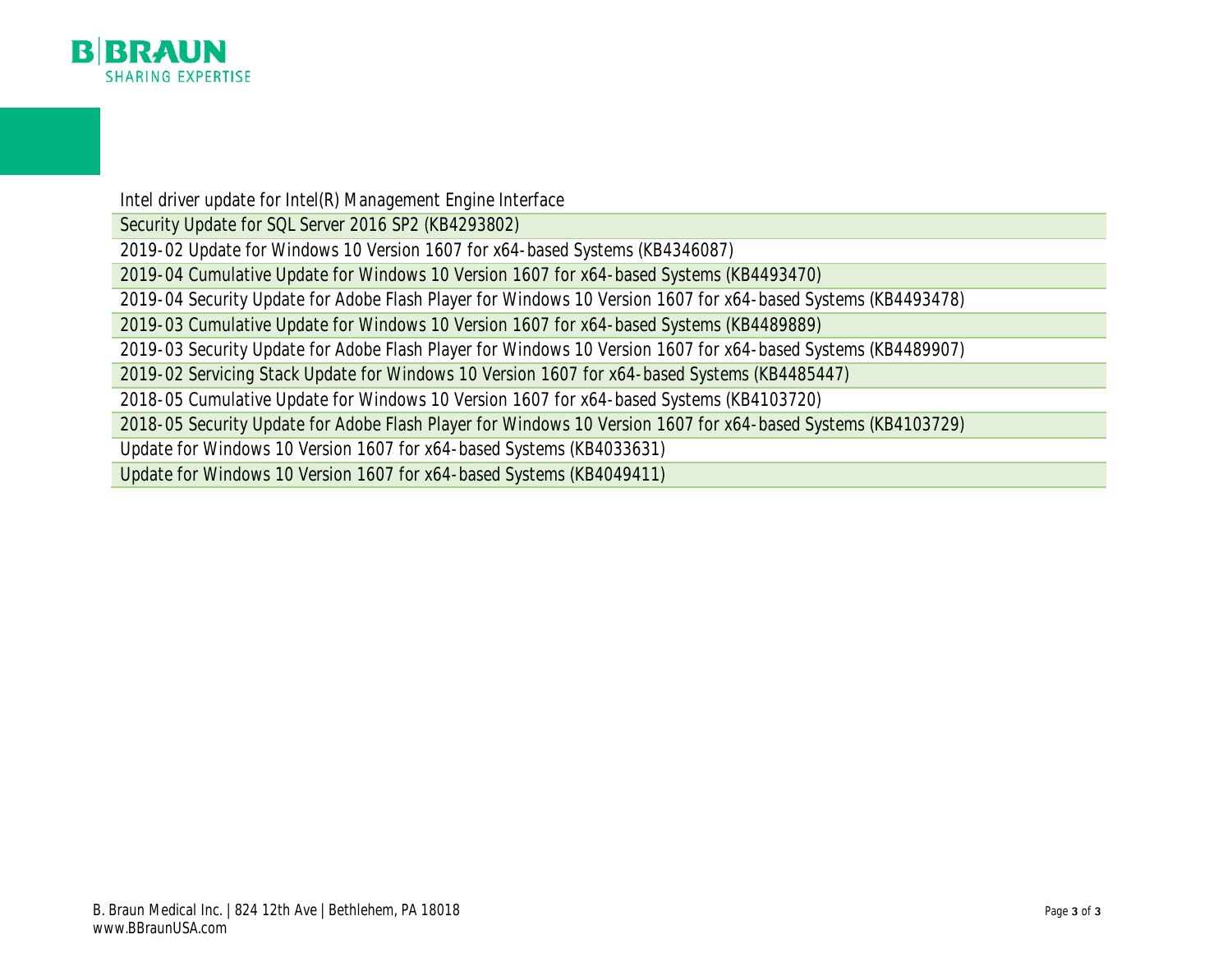| |
|---|
| Intel driver update for Intel(R) Management Engine Interface |
| Security Update for SQL Server 2016 SP2 (KB4293802) |
| 2019-02 Update for Windows 10 Version 1607 for x64-based Systems (KB4346087) |
| 2019-04 Cumulative Update for Windows 10 Version 1607 for x64-based Systems (KB4493470) |
| 2019-04 Security Update for Adobe Flash Player for Windows 10 Version 1607 for x64-based Systems (KB4493478) |
| 2019-03 Cumulative Update for Windows 10 Version 1607 for x64-based Systems (KB4489889) |
| 2019-03 Security Update for Adobe Flash Player for Windows 10 Version 1607 for x64-based Systems (KB4489907) |
| 2019-02 Servicing Stack Update for Windows 10 Version 1607 for x64-based Systems (KB4485447) |
| 2018-05 Cumulative Update for Windows 10 Version 1607 for x64-based Systems (KB4103720) |
| 2018-05 Security Update for Adobe Flash Player for Windows 10 Version 1607 for x64-based Systems (KB4103729) |
| Update for Windows 10 Version 1607 for x64-based Systems (KB4033631) |
| Update for Windows 10 Version 1607 for x64-based Systems (KB4049411) |